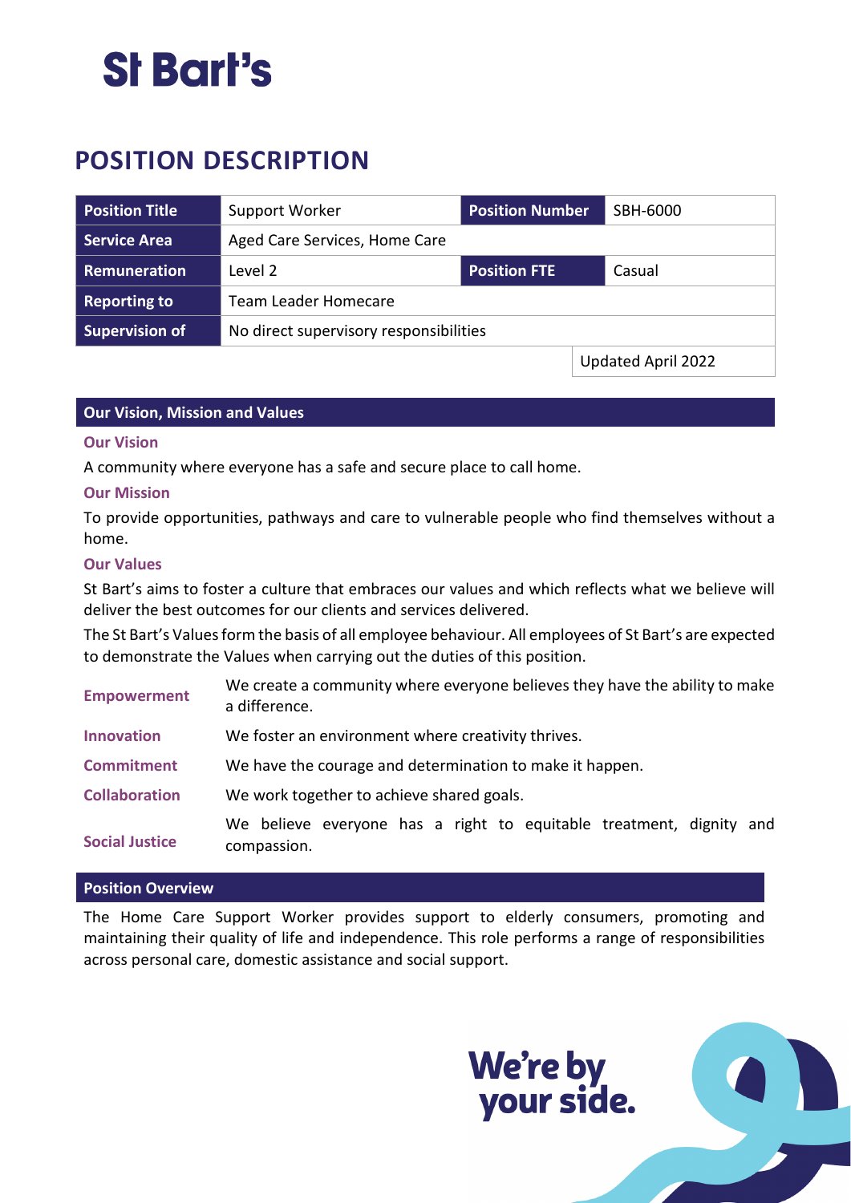St Bart's

# POSITION DESCRIPTION

| Position Title | Support Worker | Position Number | SBH-6000 |
|---|---|---|---|
| Service Area | Aged Care Services, Home Care | | |
| Remuneration | Level 2 | Position FTE | Casual |
| Reporting to | Team Leader Homecare | | |
| Supervision of | No direct supervisory responsibilities | | |
| | | | Updated April 2022 |

## Our Vision, Mission and Values

### Our Vision

A community where everyone has a safe and secure place to call home.

### Our Mission

To provide opportunities, pathways and care to vulnerable people who find themselves without a home.

### Our Values

St Bart's aims to foster a culture that embraces our values and which reflects what we believe will deliver the best outcomes for our clients and services delivered.

The St Bart's Values form the basis of all employee behaviour. All employees of St Bart's are expected to demonstrate the Values when carrying out the duties of this position.

| | |
|---|---|
| **Empowerment** | We create a community where everyone believes they have the ability to make a difference. |
| **Innovation** | We foster an environment where creativity thrives. |
| **Commitment** | We have the courage and determination to make it happen. |
| **Collaboration** | We work together to achieve shared goals. |
| **Social Justice** | We believe everyone has a right to equitable treatment, dignity and compassion. |

## Position Overview

The Home Care Support Worker provides support to elderly consumers, promoting and maintaining their quality of life and independence. This role performs a range of responsibilities across personal care, domestic assistance and social support.

We're by your side.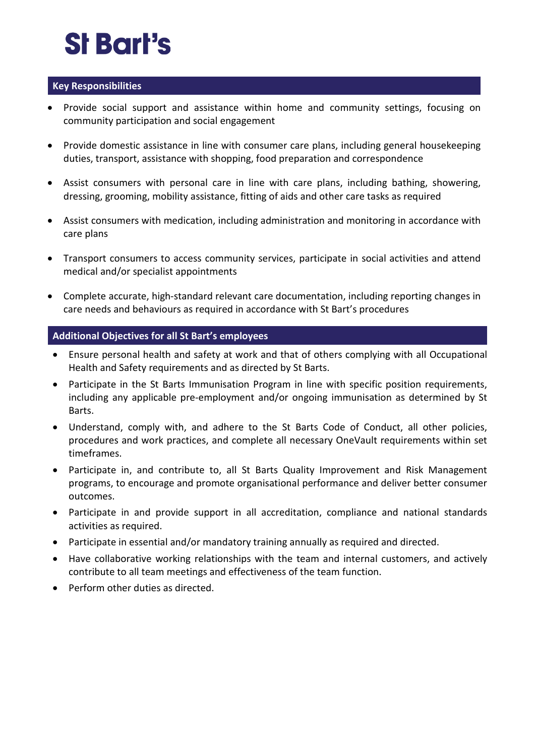# St Bart's

## Key Responsibilities

- Provide social support and assistance within home and community settings, focusing on community participation and social engagement
- Provide domestic assistance in line with consumer care plans, including general housekeeping duties, transport, assistance with shopping, food preparation and correspondence
- Assist consumers with personal care in line with care plans, including bathing, showering, dressing, grooming, mobility assistance, fitting of aids and other care tasks as required
- Assist consumers with medication, including administration and monitoring in accordance with care plans
- Transport consumers to access community services, participate in social activities and attend medical and/or specialist appointments
- Complete accurate, high-standard relevant care documentation, including reporting changes in care needs and behaviours as required in accordance with St Bart's procedures

## Additional Objectives for all St Bart's employees

- Ensure personal health and safety at work and that of others complying with all Occupational Health and Safety requirements and as directed by St Barts.
- Participate in the St Barts Immunisation Program in line with specific position requirements, including any applicable pre-employment and/or ongoing immunisation as determined by St Barts.
- Understand, comply with, and adhere to the St Barts Code of Conduct, all other policies, procedures and work practices, and complete all necessary OneVault requirements within set timeframes.
- Participate in, and contribute to, all St Barts Quality Improvement and Risk Management programs, to encourage and promote organisational performance and deliver better consumer outcomes.
- Participate in and provide support in all accreditation, compliance and national standards activities as required.
- Participate in essential and/or mandatory training annually as required and directed.
- Have collaborative working relationships with the team and internal customers, and actively contribute to all team meetings and effectiveness of the team function.
- Perform other duties as directed.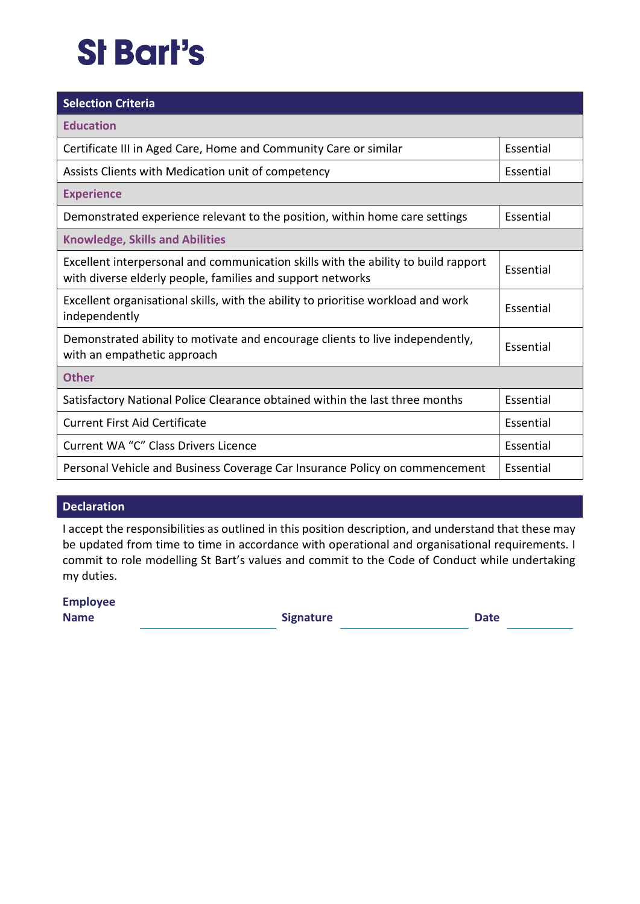St Bart's

| Selection Criteria | |
|---|---|
| **Education** | |
| Certificate III in Aged Care, Home and Community Care or similar | Essential |
| Assists Clients with Medication unit of competency | Essential |
| **Experience** | |
| Demonstrated experience relevant to the position, within home care settings | Essential |
| **Knowledge, Skills and Abilities** | |
| Excellent interpersonal and communication skills with the ability to build rapport with diverse elderly people, families and support networks | Essential |
| Excellent organisational skills, with the ability to prioritise workload and work independently | Essential |
| Demonstrated ability to motivate and encourage clients to live independently, with an empathetic approach | Essential |
| **Other** | |
| Satisfactory National Police Clearance obtained within the last three months | Essential |
| Current First Aid Certificate | Essential |
| Current WA "C" Class Drivers Licence | Essential |
| Personal Vehicle and Business Coverage Car Insurance Policy on commencement | Essential |

## Declaration

I accept the responsibilities as outlined in this position description, and understand that these may be updated from time to time in accordance with operational and organisational requirements. I commit to role modelling St Bart's values and commit to the Code of Conduct while undertaking my duties.

**Employee Name** ____________________ **Signature** ____________________ **Date** ____________